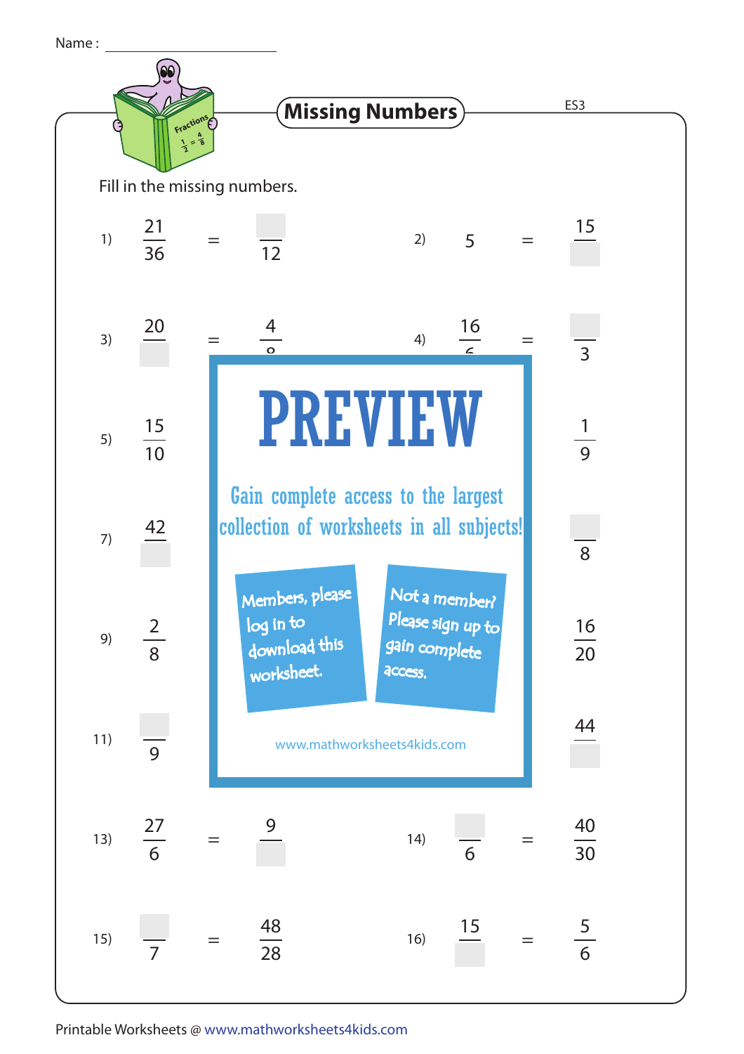Name : ____________________

# Missing Numbers

ES3

Fill in the missing numbers.

1) $\frac{21}{36} = \frac{\square}{12}$

2) $5 = \frac{15}{\square}$

3) $\frac{20}{\square} = \frac{4}{8}$

4) $\frac{16}{6} = \frac{\square}{3}$

5) $\frac{15}{10}$

6) $\frac{1}{9}$

7) $\frac{42}{\square}$

8) $\frac{\square}{8}$

9) $\frac{2}{8}$

10) $\frac{16}{20}$

11) $\frac{\square}{9}$

12) $\frac{44}{\square}$

13) $\frac{27}{6} = \frac{9}{\square}$

14) $\frac{\square}{6} = \frac{40}{30}$

15) $\frac{\square}{7} = \frac{48}{28}$

16) $\frac{15}{\square} = \frac{5}{6}$

PREVIEW

Gain complete access to the largest collection of worksheets in all subjects!

Members, please log in to download this worksheet.

Not a member? Please sign up to gain complete access.

www.mathworksheets4kids.com

Printable Worksheets @ www.mathworksheets4kids.com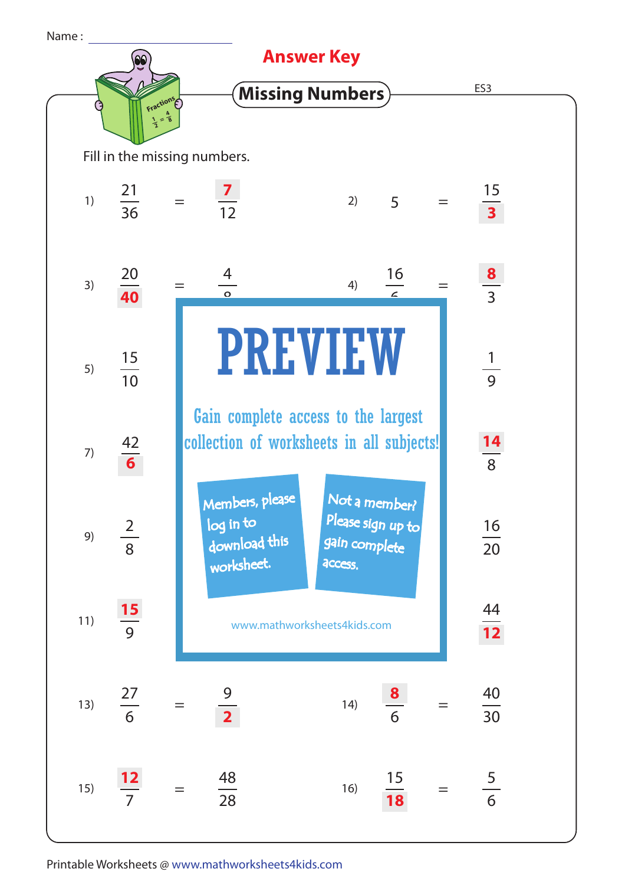Name : ____________________

**Answer Key**

## Missing Numbers

ES3

Fill in the missing numbers.

1) $\frac{21}{36} = \frac{\mathbf{7}}{12}$

2) $5 = \frac{15}{\mathbf{3}}$

3) $\frac{20}{\mathbf{40}} = \frac{4}{8}$

4) $\frac{16}{6} = \frac{\mathbf{8}}{3}$

5) $\frac{15}{10}$ ... $\frac{1}{9}$

7) $\frac{42}{\mathbf{6}}$ ... $\frac{\mathbf{14}}{8}$

9) $\frac{2}{8}$ ... $\frac{16}{20}$

11) $\frac{\mathbf{15}}{9}$ ... $\frac{44}{\mathbf{12}}$

13) $\frac{27}{6} = \frac{9}{\mathbf{2}}$

14) $\frac{\mathbf{8}}{6} = \frac{40}{30}$

15) $\frac{\mathbf{12}}{7} = \frac{48}{28}$

16) $\frac{15}{\mathbf{18}} = \frac{5}{6}$

PREVIEW

Gain complete access to the largest collection of worksheets in all subjects!

Members, please log in to download this worksheet.

Not a member? Please sign up to gain complete access.

www.mathworksheets4kids.com

Printable Worksheets @ www.mathworksheets4kids.com